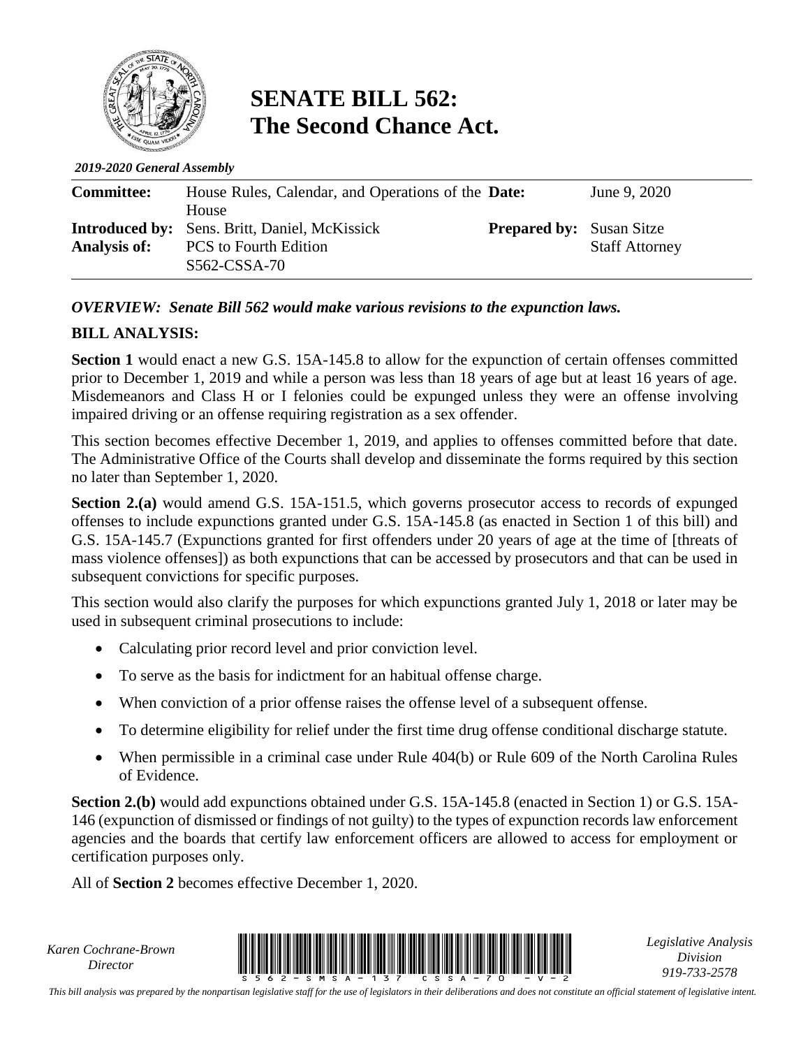# SENATE BILL 562: The Second Chance Act.

*2019-2020 General Assembly*

| | | | |
|---|---|---|---|
| **Committee:** | House Rules, Calendar, and Operations of the House | **Date:** | June 9, 2020 |
| **Introduced by:** | Sens. Britt, Daniel, McKissick | **Prepared by:** | Susan Sitze<br>Staff Attorney |
| **Analysis of:** | PCS to Fourth Edition<br>S562-CSSA-70 | | |

***OVERVIEW: Senate Bill 562 would make various revisions to the expunction laws.***

**BILL ANALYSIS:**

**Section 1** would enact a new G.S. 15A-145.8 to allow for the expunction of certain offenses committed prior to December 1, 2019 and while a person was less than 18 years of age but at least 16 years of age. Misdemeanors and Class H or I felonies could be expunged unless they were an offense involving impaired driving or an offense requiring registration as a sex offender.

This section becomes effective December 1, 2019, and applies to offenses committed before that date. The Administrative Office of the Courts shall develop and disseminate the forms required by this section no later than September 1, 2020.

**Section 2.(a)** would amend G.S. 15A-151.5, which governs prosecutor access to records of expunged offenses to include expunctions granted under G.S. 15A-145.8 (as enacted in Section 1 of this bill) and G.S. 15A-145.7 (Expunctions granted for first offenders under 20 years of age at the time of [threats of mass violence offenses]) as both expunctions that can be accessed by prosecutors and that can be used in subsequent convictions for specific purposes.

This section would also clarify the purposes for which expunctions granted July 1, 2018 or later may be used in subsequent criminal prosecutions to include:

- Calculating prior record level and prior conviction level.
- To serve as the basis for indictment for an habitual offense charge.
- When conviction of a prior offense raises the offense level of a subsequent offense.
- To determine eligibility for relief under the first time drug offense conditional discharge statute.
- When permissible in a criminal case under Rule 404(b) or Rule 609 of the North Carolina Rules of Evidence.

**Section 2.(b)** would add expunctions obtained under G.S. 15A-145.8 (enacted in Section 1) or G.S. 15A-146 (expunction of dismissed or findings of not guilty) to the types of expunction records law enforcement agencies and the boards that certify law enforcement officers are allowed to access for employment or certification purposes only.

All of **Section 2** becomes effective December 1, 2020.

*Karen Cochrane-Brown*
*Director*

*Legislative Analysis Division*
*919-733-2578*

*This bill analysis was prepared by the nonpartisan legislative staff for the use of legislators in their deliberations and does not constitute an official statement of legislative intent.*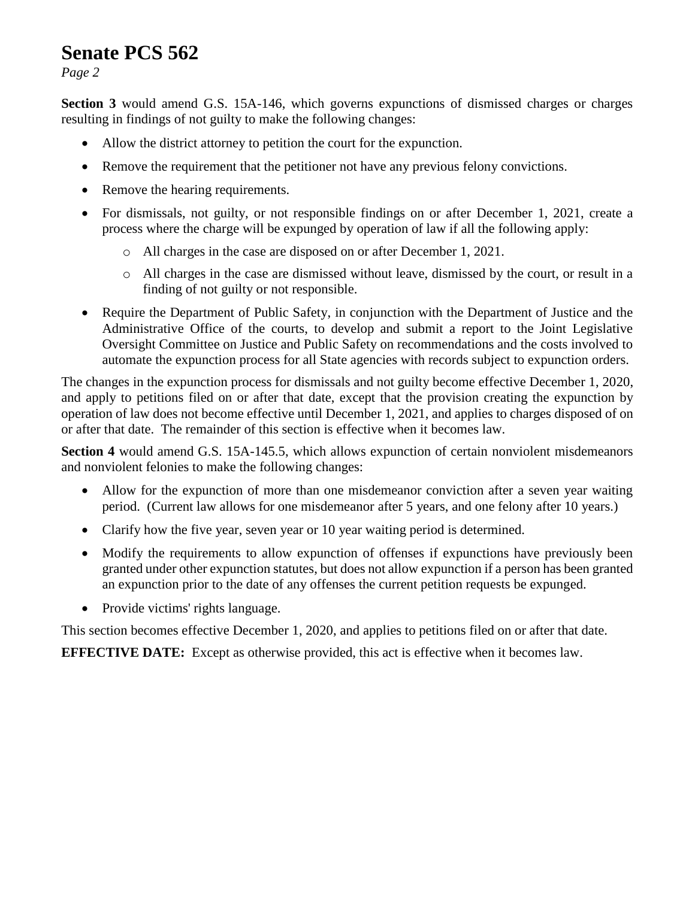**Section 3** would amend G.S. 15A-146, which governs expunctions of dismissed charges or charges resulting in findings of not guilty to make the following changes:

- Allow the district attorney to petition the court for the expunction.
- Remove the requirement that the petitioner not have any previous felony convictions.
- Remove the hearing requirements.
- For dismissals, not guilty, or not responsible findings on or after December 1, 2021, create a process where the charge will be expunged by operation of law if all the following apply:
  - All charges in the case are disposed on or after December 1, 2021.
  - All charges in the case are dismissed without leave, dismissed by the court, or result in a finding of not guilty or not responsible.
- Require the Department of Public Safety, in conjunction with the Department of Justice and the Administrative Office of the courts, to develop and submit a report to the Joint Legislative Oversight Committee on Justice and Public Safety on recommendations and the costs involved to automate the expunction process for all State agencies with records subject to expunction orders.

The changes in the expunction process for dismissals and not guilty become effective December 1, 2020, and apply to petitions filed on or after that date, except that the provision creating the expunction by operation of law does not become effective until December 1, 2021, and applies to charges disposed of on or after that date. The remainder of this section is effective when it becomes law.

**Section 4** would amend G.S. 15A-145.5, which allows expunction of certain nonviolent misdemeanors and nonviolent felonies to make the following changes:

- Allow for the expunction of more than one misdemeanor conviction after a seven year waiting period. (Current law allows for one misdemeanor after 5 years, and one felony after 10 years.)
- Clarify how the five year, seven year or 10 year waiting period is determined.
- Modify the requirements to allow expunction of offenses if expunctions have previously been granted under other expunction statutes, but does not allow expunction if a person has been granted an expunction prior to the date of any offenses the current petition requests be expunged.
- Provide victims' rights language.

This section becomes effective December 1, 2020, and applies to petitions filed on or after that date.

**EFFECTIVE DATE:** Except as otherwise provided, this act is effective when it becomes law.